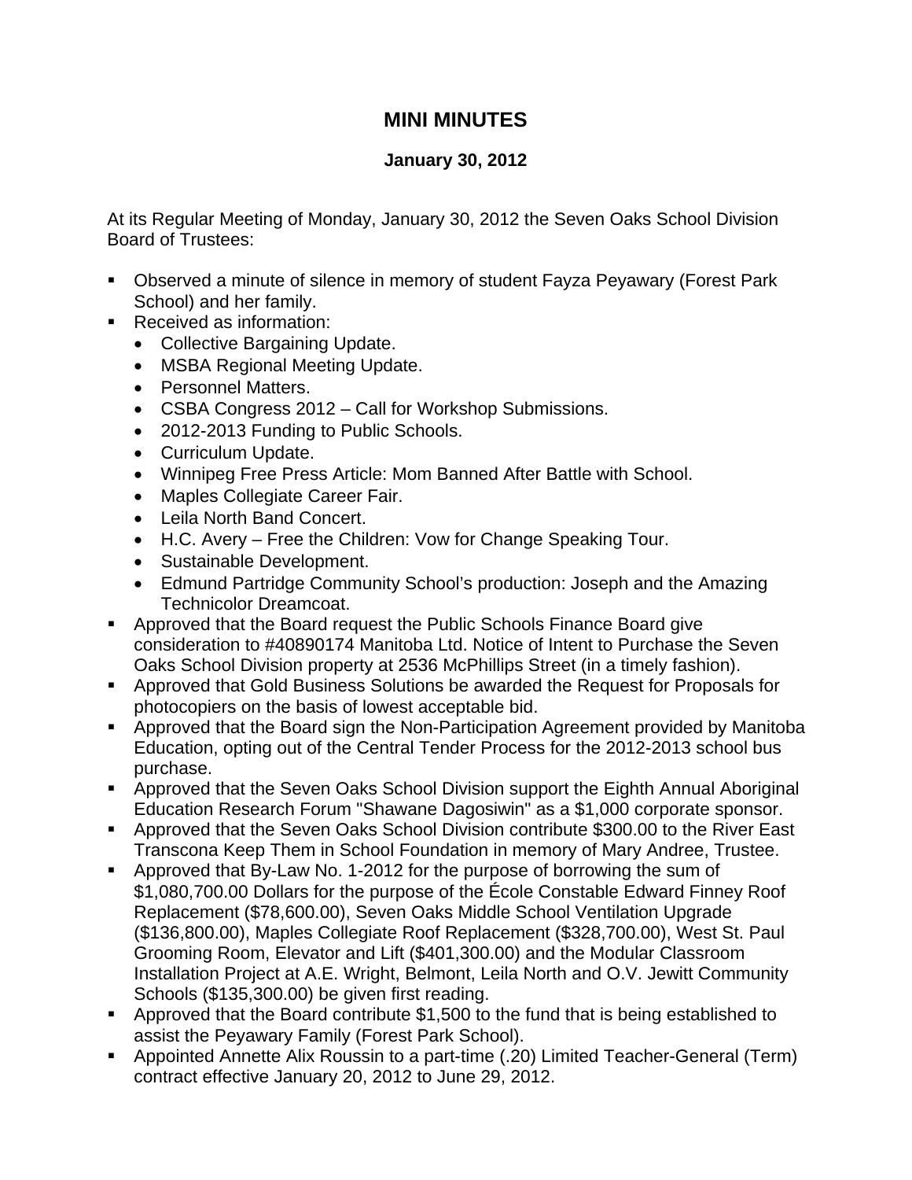# MINI MINUTES

## January 30, 2012

At its Regular Meeting of Monday, January 30, 2012 the Seven Oaks School Division Board of Trustees:

- Observed a minute of silence in memory of student Fayza Peyawary (Forest Park School) and her family.
- Received as information:
  - Collective Bargaining Update.
  - MSBA Regional Meeting Update.
  - Personnel Matters.
  - CSBA Congress 2012 – Call for Workshop Submissions.
  - 2012-2013 Funding to Public Schools.
  - Curriculum Update.
  - Winnipeg Free Press Article: Mom Banned After Battle with School.
  - Maples Collegiate Career Fair.
  - Leila North Band Concert.
  - H.C. Avery – Free the Children: Vow for Change Speaking Tour.
  - Sustainable Development.
  - Edmund Partridge Community School's production: Joseph and the Amazing Technicolor Dreamcoat.
- Approved that the Board request the Public Schools Finance Board give consideration to #40890174 Manitoba Ltd. Notice of Intent to Purchase the Seven Oaks School Division property at 2536 McPhillips Street (in a timely fashion).
- Approved that Gold Business Solutions be awarded the Request for Proposals for photocopiers on the basis of lowest acceptable bid.
- Approved that the Board sign the Non-Participation Agreement provided by Manitoba Education, opting out of the Central Tender Process for the 2012-2013 school bus purchase.
- Approved that the Seven Oaks School Division support the Eighth Annual Aboriginal Education Research Forum "Shawane Dagosiwin" as a $1,000 corporate sponsor.
- Approved that the Seven Oaks School Division contribute $300.00 to the River East Transcona Keep Them in School Foundation in memory of Mary Andree, Trustee.
- Approved that By-Law No. 1-2012 for the purpose of borrowing the sum of $1,080,700.00 Dollars for the purpose of the École Constable Edward Finney Roof Replacement ($78,600.00), Seven Oaks Middle School Ventilation Upgrade ($136,800.00), Maples Collegiate Roof Replacement ($328,700.00), West St. Paul Grooming Room, Elevator and Lift ($401,300.00) and the Modular Classroom Installation Project at A.E. Wright, Belmont, Leila North and O.V. Jewitt Community Schools ($135,300.00) be given first reading.
- Approved that the Board contribute $1,500 to the fund that is being established to assist the Peyawary Family (Forest Park School).
- Appointed Annette Alix Roussin to a part-time (.20) Limited Teacher-General (Term) contract effective January 20, 2012 to June 29, 2012.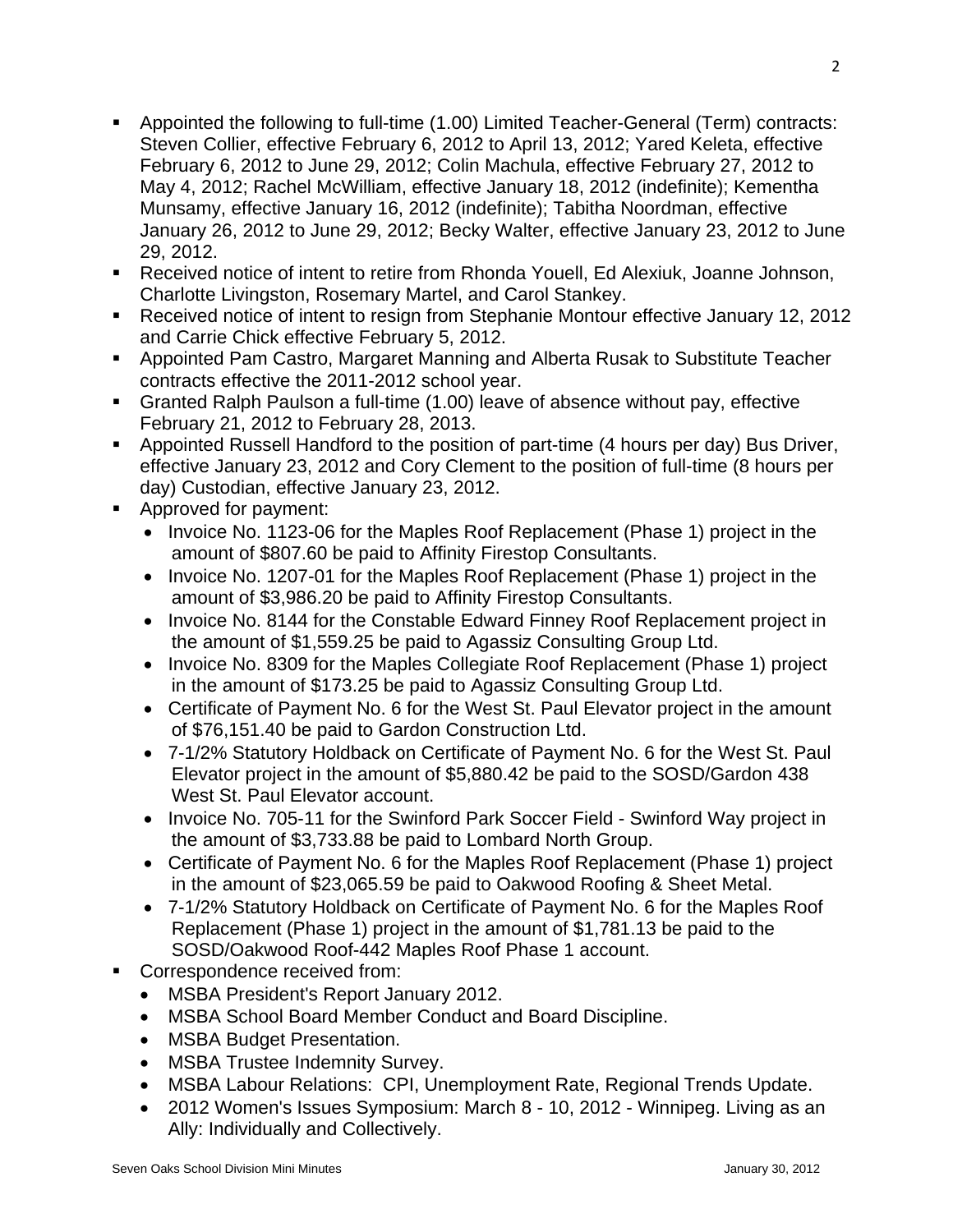- Appointed the following to full-time (1.00) Limited Teacher-General (Term) contracts: Steven Collier, effective February 6, 2012 to April 13, 2012; Yared Keleta, effective February 6, 2012 to June 29, 2012; Colin Machula, effective February 27, 2012 to May 4, 2012; Rachel McWilliam, effective January 18, 2012 (indefinite); Kementha Munsamy, effective January 16, 2012 (indefinite); Tabitha Noordman, effective January 26, 2012 to June 29, 2012; Becky Walter, effective January 23, 2012 to June 29, 2012.
- Received notice of intent to retire from Rhonda Youell, Ed Alexiuk, Joanne Johnson, Charlotte Livingston, Rosemary Martel, and Carol Stankey.
- Received notice of intent to resign from Stephanie Montour effective January 12, 2012 and Carrie Chick effective February 5, 2012.
- Appointed Pam Castro, Margaret Manning and Alberta Rusak to Substitute Teacher contracts effective the 2011-2012 school year.
- Granted Ralph Paulson a full-time (1.00) leave of absence without pay, effective February 21, 2012 to February 28, 2013.
- Appointed Russell Handford to the position of part-time (4 hours per day) Bus Driver, effective January 23, 2012 and Cory Clement to the position of full-time (8 hours per day) Custodian, effective January 23, 2012.
- Approved for payment:
  - Invoice No. 1123-06 for the Maples Roof Replacement (Phase 1) project in the amount of $807.60 be paid to Affinity Firestop Consultants.
  - Invoice No. 1207-01 for the Maples Roof Replacement (Phase 1) project in the amount of $3,986.20 be paid to Affinity Firestop Consultants.
  - Invoice No. 8144 for the Constable Edward Finney Roof Replacement project in the amount of $1,559.25 be paid to Agassiz Consulting Group Ltd.
  - Invoice No. 8309 for the Maples Collegiate Roof Replacement (Phase 1) project in the amount of $173.25 be paid to Agassiz Consulting Group Ltd.
  - Certificate of Payment No. 6 for the West St. Paul Elevator project in the amount of $76,151.40 be paid to Gardon Construction Ltd.
  - 7-1/2% Statutory Holdback on Certificate of Payment No. 6 for the West St. Paul Elevator project in the amount of $5,880.42 be paid to the SOSD/Gardon 438 West St. Paul Elevator account.
  - Invoice No. 705-11 for the Swinford Park Soccer Field - Swinford Way project in the amount of $3,733.88 be paid to Lombard North Group.
  - Certificate of Payment No. 6 for the Maples Roof Replacement (Phase 1) project in the amount of $23,065.59 be paid to Oakwood Roofing & Sheet Metal.
  - 7-1/2% Statutory Holdback on Certificate of Payment No. 6 for the Maples Roof Replacement (Phase 1) project in the amount of $1,781.13 be paid to the SOSD/Oakwood Roof-442 Maples Roof Phase 1 account.
- Correspondence received from:
  - MSBA President's Report January 2012.
  - MSBA School Board Member Conduct and Board Discipline.
  - MSBA Budget Presentation.
  - MSBA Trustee Indemnity Survey.
  - MSBA Labour Relations: CPI, Unemployment Rate, Regional Trends Update.
  - 2012 Women's Issues Symposium: March 8 - 10, 2012 - Winnipeg. Living as an Ally: Individually and Collectively.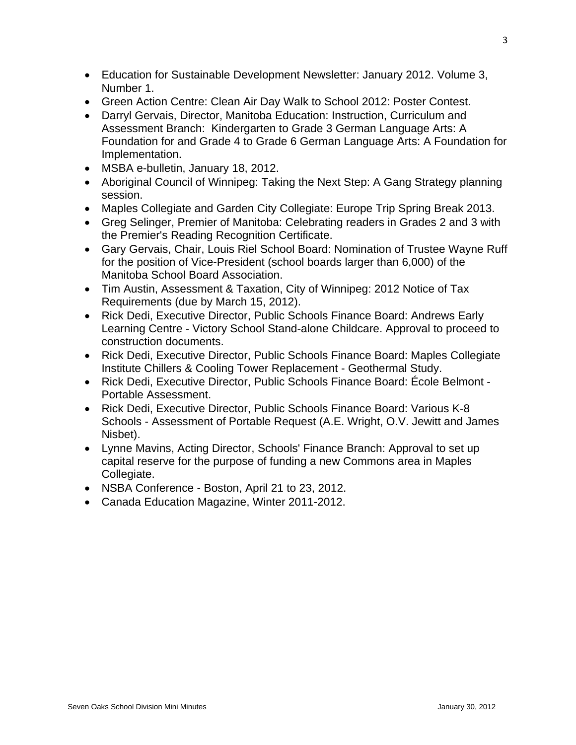- Education for Sustainable Development Newsletter: January 2012. Volume 3, Number 1.
- Green Action Centre: Clean Air Day Walk to School 2012: Poster Contest.
- Darryl Gervais, Director, Manitoba Education: Instruction, Curriculum and Assessment Branch: Kindergarten to Grade 3 German Language Arts: A Foundation for and Grade 4 to Grade 6 German Language Arts: A Foundation for Implementation.
- MSBA e-bulletin, January 18, 2012.
- Aboriginal Council of Winnipeg: Taking the Next Step: A Gang Strategy planning session.
- Maples Collegiate and Garden City Collegiate: Europe Trip Spring Break 2013.
- Greg Selinger, Premier of Manitoba: Celebrating readers in Grades 2 and 3 with the Premier's Reading Recognition Certificate.
- Gary Gervais, Chair, Louis Riel School Board: Nomination of Trustee Wayne Ruff for the position of Vice-President (school boards larger than 6,000) of the Manitoba School Board Association.
- Tim Austin, Assessment & Taxation, City of Winnipeg: 2012 Notice of Tax Requirements (due by March 15, 2012).
- Rick Dedi, Executive Director, Public Schools Finance Board: Andrews Early Learning Centre - Victory School Stand-alone Childcare. Approval to proceed to construction documents.
- Rick Dedi, Executive Director, Public Schools Finance Board: Maples Collegiate Institute Chillers & Cooling Tower Replacement - Geothermal Study.
- Rick Dedi, Executive Director, Public Schools Finance Board: École Belmont - Portable Assessment.
- Rick Dedi, Executive Director, Public Schools Finance Board: Various K-8 Schools - Assessment of Portable Request (A.E. Wright, O.V. Jewitt and James Nisbet).
- Lynne Mavins, Acting Director, Schools' Finance Branch: Approval to set up capital reserve for the purpose of funding a new Commons area in Maples Collegiate.
- NSBA Conference - Boston, April 21 to 23, 2012.
- Canada Education Magazine, Winter 2011-2012.